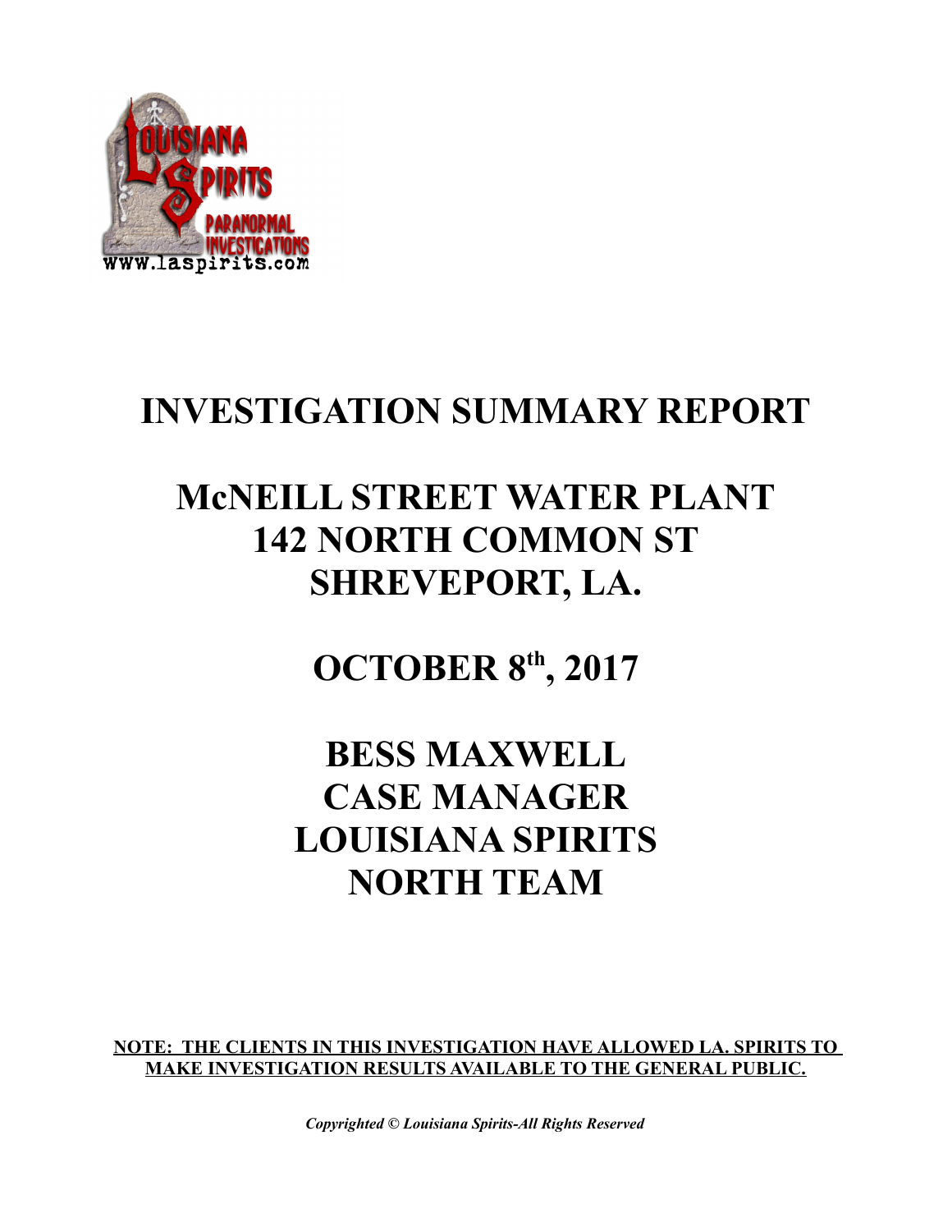# INVESTIGATION SUMMARY REPORT

# McNEILL STREET WATER PLANT
# 142 NORTH COMMON ST
# SHREVEPORT, LA.

# OCTOBER 8th, 2017

# BESS MAXWELL
# CASE MANAGER
# LOUISIANA SPIRITS
# NORTH TEAM

**NOTE: THE CLIENTS IN THIS INVESTIGATION HAVE ALLOWED LA. SPIRITS TO MAKE INVESTIGATION RESULTS AVAILABLE TO THE GENERAL PUBLIC.**

***Copyrighted © Louisiana Spirits-All Rights Reserved***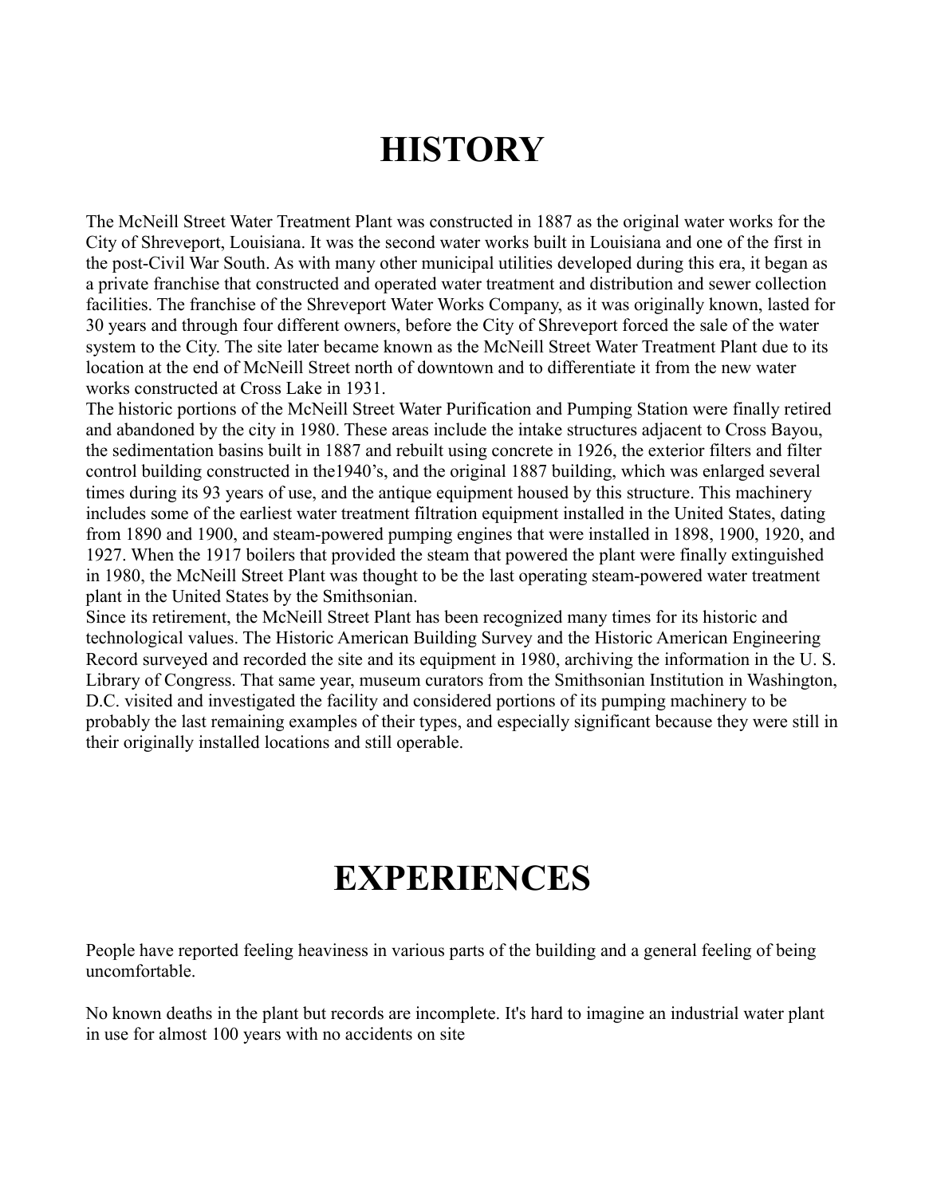# HISTORY

The McNeill Street Water Treatment Plant was constructed in 1887 as the original water works for the City of Shreveport, Louisiana. It was the second water works built in Louisiana and one of the first in the post-Civil War South. As with many other municipal utilities developed during this era, it began as a private franchise that constructed and operated water treatment and distribution and sewer collection facilities. The franchise of the Shreveport Water Works Company, as it was originally known, lasted for 30 years and through four different owners, before the City of Shreveport forced the sale of the water system to the City. The site later became known as the McNeill Street Water Treatment Plant due to its location at the end of McNeill Street north of downtown and to differentiate it from the new water works constructed at Cross Lake in 1931.

The historic portions of the McNeill Street Water Purification and Pumping Station were finally retired and abandoned by the city in 1980. These areas include the intake structures adjacent to Cross Bayou, the sedimentation basins built in 1887 and rebuilt using concrete in 1926, the exterior filters and filter control building constructed in the1940's, and the original 1887 building, which was enlarged several times during its 93 years of use, and the antique equipment housed by this structure. This machinery includes some of the earliest water treatment filtration equipment installed in the United States, dating from 1890 and 1900, and steam-powered pumping engines that were installed in 1898, 1900, 1920, and 1927. When the 1917 boilers that provided the steam that powered the plant were finally extinguished in 1980, the McNeill Street Plant was thought to be the last operating steam-powered water treatment plant in the United States by the Smithsonian.

Since its retirement, the McNeill Street Plant has been recognized many times for its historic and technological values. The Historic American Building Survey and the Historic American Engineering Record surveyed and recorded the site and its equipment in 1980, archiving the information in the U. S. Library of Congress. That same year, museum curators from the Smithsonian Institution in Washington, D.C. visited and investigated the facility and considered portions of its pumping machinery to be probably the last remaining examples of their types, and especially significant because they were still in their originally installed locations and still operable.

# EXPERIENCES

People have reported feeling heaviness in various parts of the building and a general feeling of being uncomfortable.

No known deaths in the plant but records are incomplete. It's hard to imagine an industrial water plant in use for almost 100 years with no accidents on site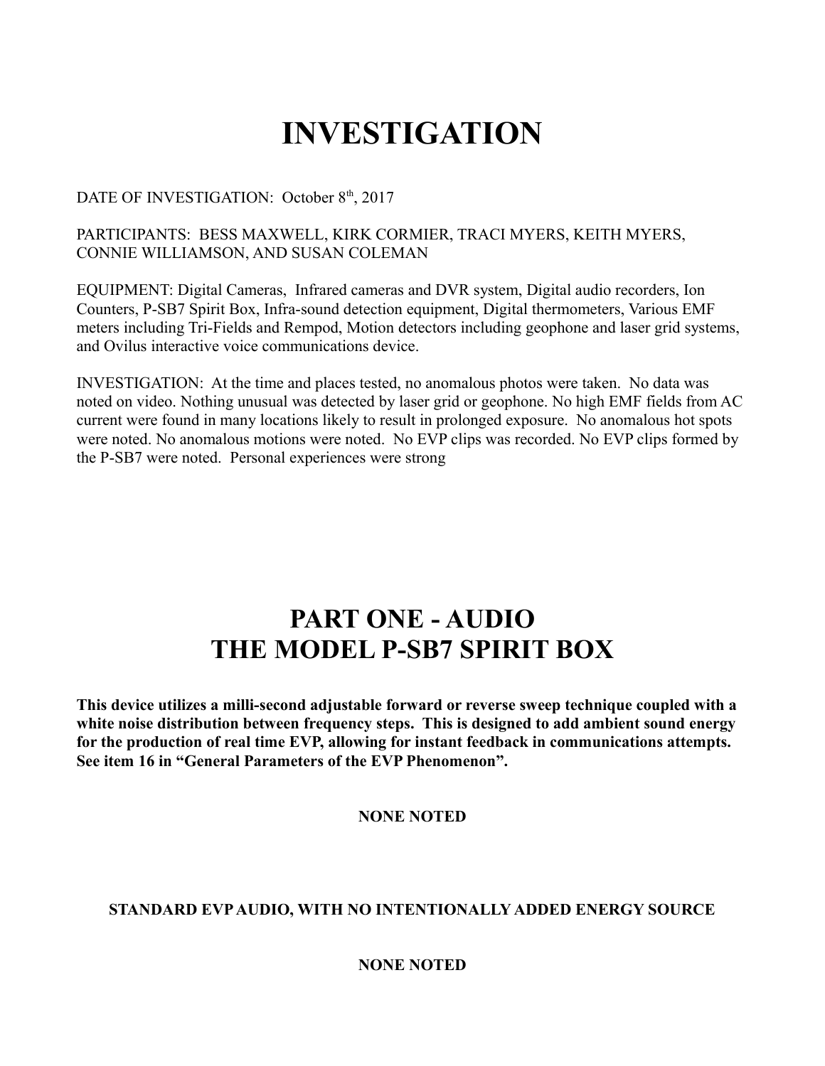# INVESTIGATION

DATE OF INVESTIGATION: October 8th, 2017

PARTICIPANTS: BESS MAXWELL, KIRK CORMIER, TRACI MYERS, KEITH MYERS, CONNIE WILLIAMSON, AND SUSAN COLEMAN

EQUIPMENT: Digital Cameras, Infrared cameras and DVR system, Digital audio recorders, Ion Counters, P-SB7 Spirit Box, Infra-sound detection equipment, Digital thermometers, Various EMF meters including Tri-Fields and Rempod, Motion detectors including geophone and laser grid systems, and Ovilus interactive voice communications device.

INVESTIGATION: At the time and places tested, no anomalous photos were taken. No data was noted on video. Nothing unusual was detected by laser grid or geophone. No high EMF fields from AC current were found in many locations likely to result in prolonged exposure. No anomalous hot spots were noted. No anomalous motions were noted. No EVP clips was recorded. No EVP clips formed by the P-SB7 were noted. Personal experiences were strong

# PART ONE - AUDIO
# THE MODEL P-SB7 SPIRIT BOX

**This device utilizes a milli-second adjustable forward or reverse sweep technique coupled with a white noise distribution between frequency steps. This is designed to add ambient sound energy for the production of real time EVP, allowing for instant feedback in communications attempts. See item 16 in "General Parameters of the EVP Phenomenon".**

**NONE NOTED**

**STANDARD EVP AUDIO, WITH NO INTENTIONALLY ADDED ENERGY SOURCE**

**NONE NOTED**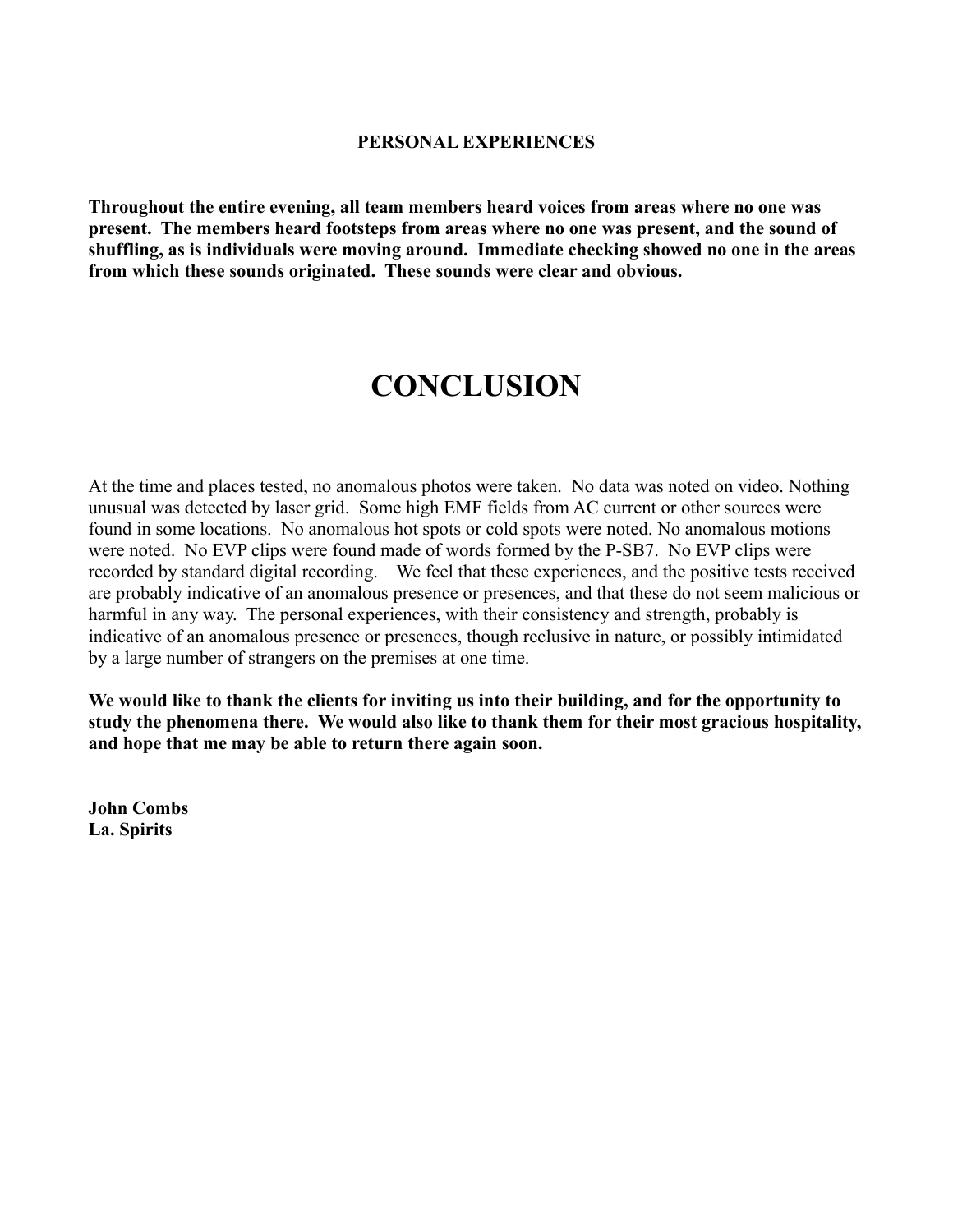## PERSONAL EXPERIENCES

**Throughout the entire evening, all team members heard voices from areas where no one was present. The members heard footsteps from areas where no one was present, and the sound of shuffling, as is individuals were moving around. Immediate checking showed no one in the areas from which these sounds originated. These sounds were clear and obvious.**

# CONCLUSION

At the time and places tested, no anomalous photos were taken. No data was noted on video. Nothing unusual was detected by laser grid. Some high EMF fields from AC current or other sources were found in some locations. No anomalous hot spots or cold spots were noted. No anomalous motions were noted. No EVP clips were found made of words formed by the P-SB7. No EVP clips were recorded by standard digital recording. We feel that these experiences, and the positive tests received are probably indicative of an anomalous presence or presences, and that these do not seem malicious or harmful in any way. The personal experiences, with their consistency and strength, probably is indicative of an anomalous presence or presences, though reclusive in nature, or possibly intimidated by a large number of strangers on the premises at one time.

**We would like to thank the clients for inviting us into their building, and for the opportunity to study the phenomena there. We would also like to thank them for their most gracious hospitality, and hope that me may be able to return there again soon.**

**John Combs**
**La. Spirits**